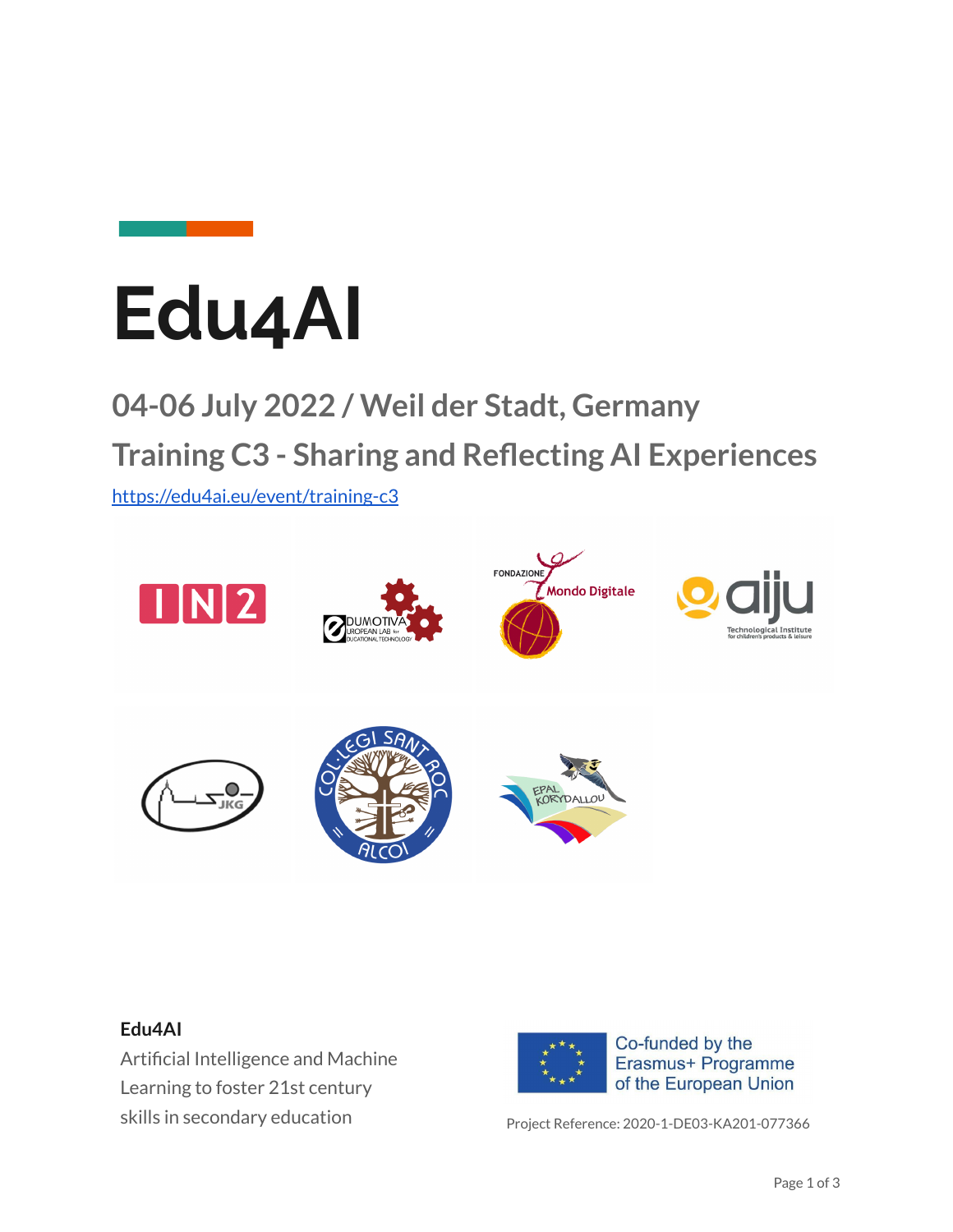# Edu4AI

## 04-06 July 2022 / Weil der Stadt, Germany

## Training C3 - Sharing and Reflecting AI Experiences

https://edu4ai.eu/event/training-c3

**Edu4AI**

Artificial Intelligence and Machine Learning to foster 21st century skills in secondary education

Co-funded by the Erasmus+ Programme of the European Union

Project Reference: 2020-1-DE03-KA201-077366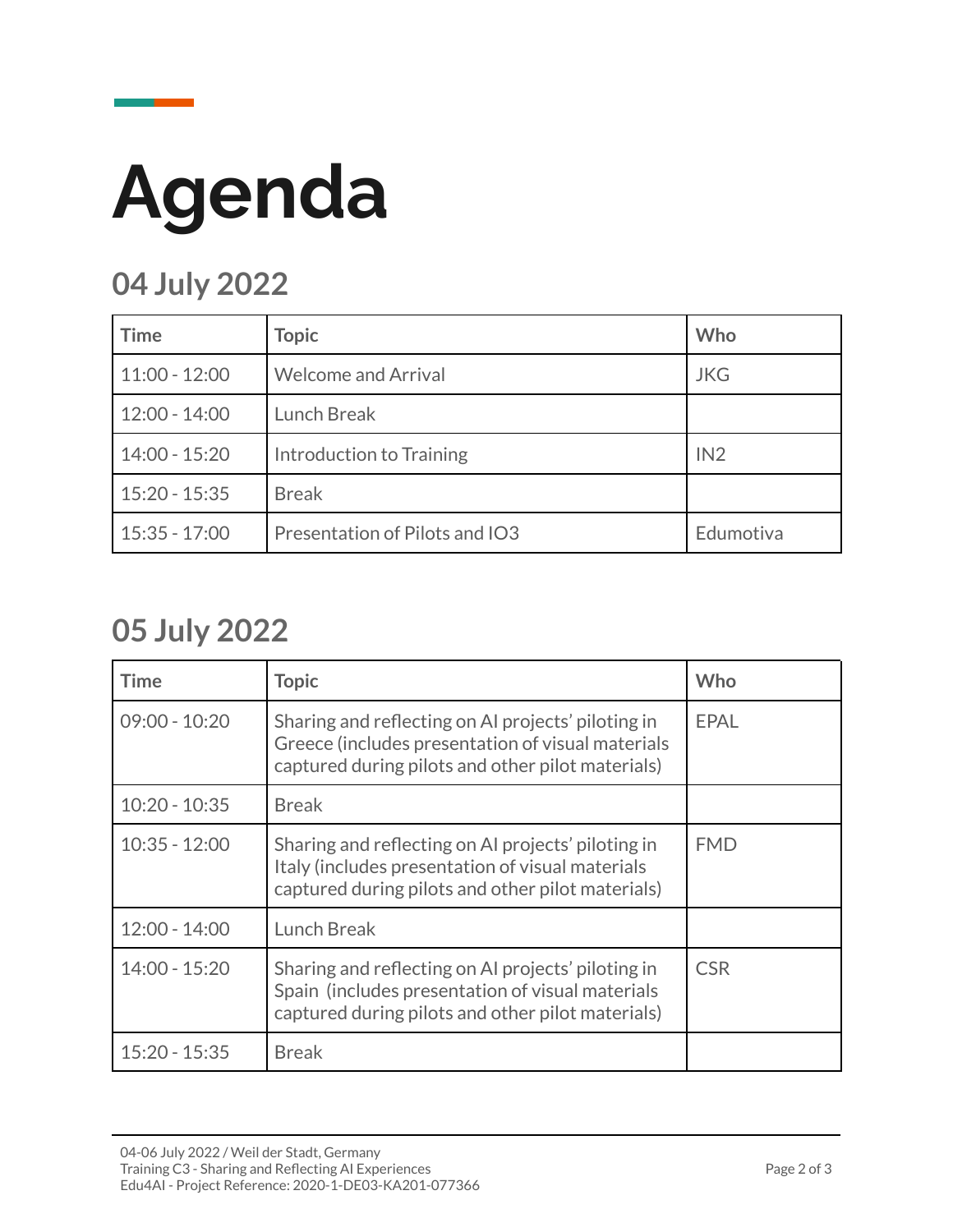# Agenda

## 04 July 2022

| Time | Topic | Who |
|---|---|---|
| 11:00 - 12:00 | Welcome and Arrival | JKG |
| 12:00 - 14:00 | Lunch Break | |
| 14:00 - 15:20 | Introduction to Training | IN2 |
| 15:20 - 15:35 | Break | |
| 15:35 - 17:00 | Presentation of Pilots and IO3 | Edumotiva |

## 05 July 2022

| Time | Topic | Who |
|---|---|---|
| 09:00 - 10:20 | Sharing and reflecting on AI projects' piloting in Greece (includes presentation of visual materials captured during pilots and other pilot materials) | EPAL |
| 10:20 - 10:35 | Break | |
| 10:35 - 12:00 | Sharing and reflecting on AI projects' piloting in Italy (includes presentation of visual materials captured during pilots and other pilot materials) | FMD |
| 12:00 - 14:00 | Lunch Break | |
| 14:00 - 15:20 | Sharing and reflecting on AI projects' piloting in Spain (includes presentation of visual materials captured during pilots and other pilot materials) | CSR |
| 15:20 - 15:35 | Break | |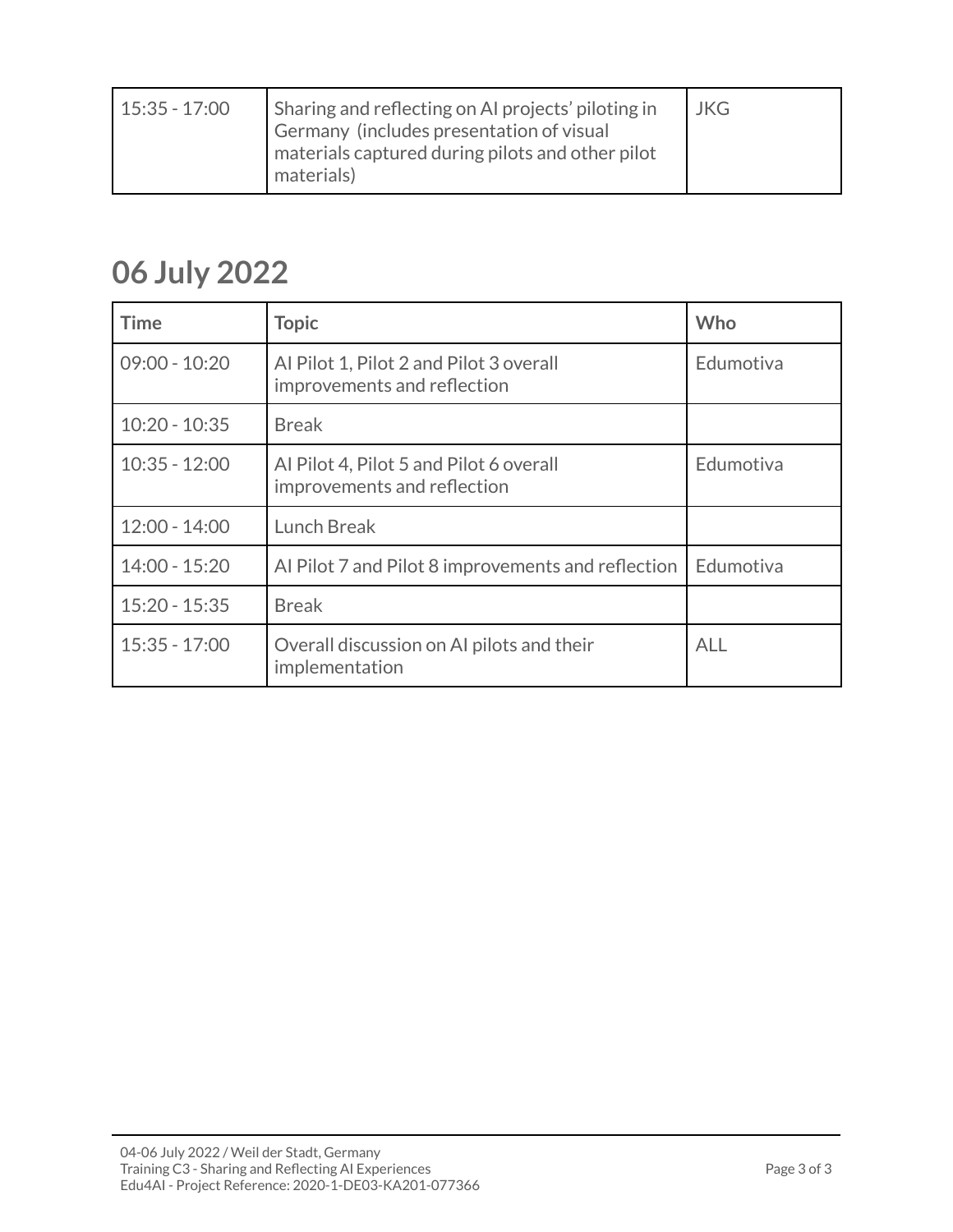| | | |
|---|---|---|
| 15:35 - 17:00 | Sharing and reflecting on AI projects' piloting in Germany (includes presentation of visual materials captured during pilots and other pilot materials) | JKG |

## 06 July 2022

| Time | Topic | Who |
|---|---|---|
| 09:00 - 10:20 | AI Pilot 1, Pilot 2 and Pilot 3 overall improvements and reflection | Edumotiva |
| 10:20 - 10:35 | Break | |
| 10:35 - 12:00 | AI Pilot 4, Pilot 5 and Pilot 6 overall improvements and reflection | Edumotiva |
| 12:00 - 14:00 | Lunch Break | |
| 14:00 - 15:20 | AI Pilot 7 and Pilot 8 improvements and reflection | Edumotiva |
| 15:20 - 15:35 | Break | |
| 15:35 - 17:00 | Overall discussion on AI pilots and their implementation | ALL |